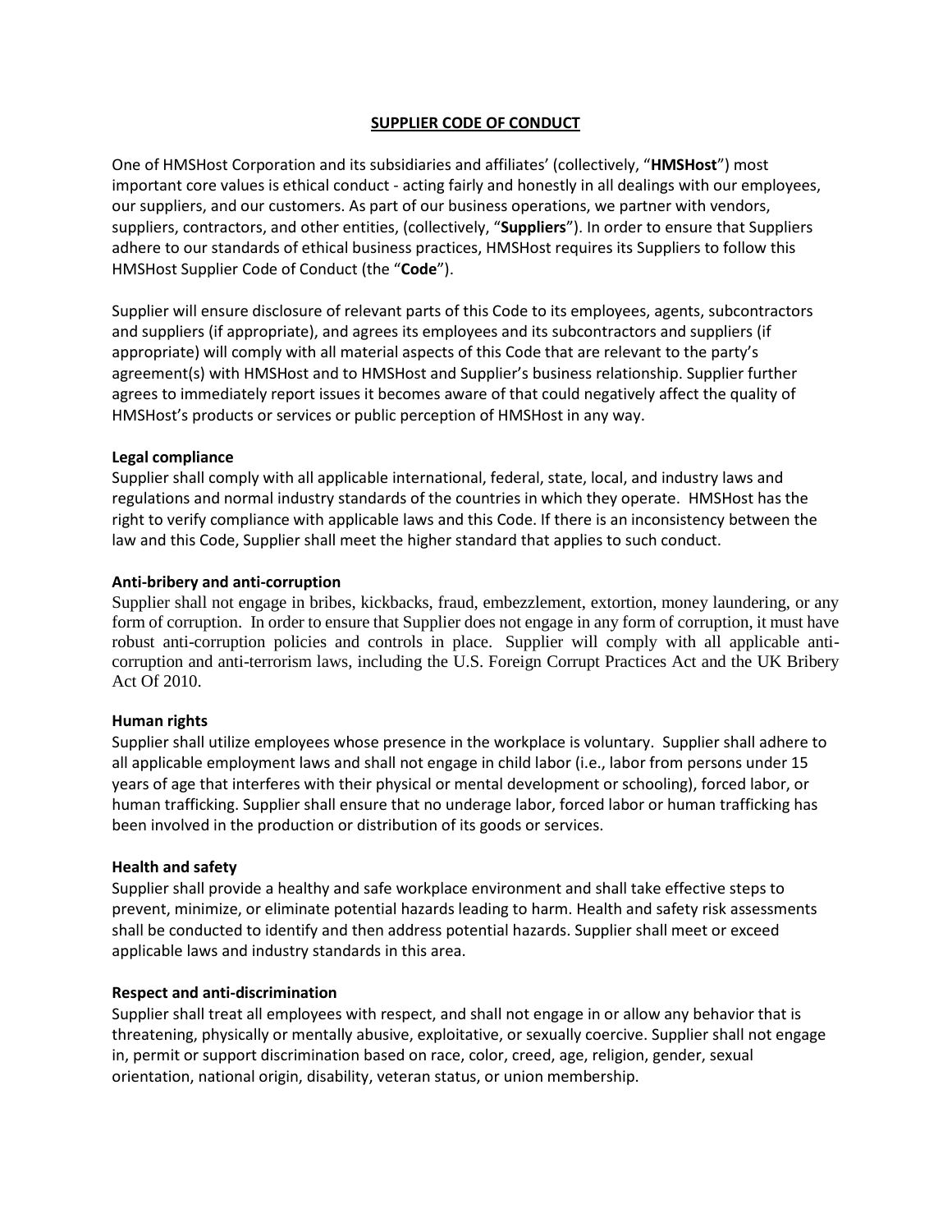# SUPPLIER CODE OF CONDUCT

One of HMSHost Corporation and its subsidiaries and affiliates' (collectively, "**HMSHost**") most important core values is ethical conduct - acting fairly and honestly in all dealings with our employees, our suppliers, and our customers. As part of our business operations, we partner with vendors, suppliers, contractors, and other entities, (collectively, "**Suppliers**"). In order to ensure that Suppliers adhere to our standards of ethical business practices, HMSHost requires its Suppliers to follow this HMSHost Supplier Code of Conduct (the "**Code**").

Supplier will ensure disclosure of relevant parts of this Code to its employees, agents, subcontractors and suppliers (if appropriate), and agrees its employees and its subcontractors and suppliers (if appropriate) will comply with all material aspects of this Code that are relevant to the party's agreement(s) with HMSHost and to HMSHost and Supplier's business relationship. Supplier further agrees to immediately report issues it becomes aware of that could negatively affect the quality of HMSHost's products or services or public perception of HMSHost in any way.

**Legal compliance**
Supplier shall comply with all applicable international, federal, state, local, and industry laws and regulations and normal industry standards of the countries in which they operate. HMSHost has the right to verify compliance with applicable laws and this Code. If there is an inconsistency between the law and this Code, Supplier shall meet the higher standard that applies to such conduct.

**Anti-bribery and anti-corruption**
Supplier shall not engage in bribes, kickbacks, fraud, embezzlement, extortion, money laundering, or any form of corruption. In order to ensure that Supplier does not engage in any form of corruption, it must have robust anti-corruption policies and controls in place. Supplier will comply with all applicable anti-corruption and anti-terrorism laws, including the U.S. Foreign Corrupt Practices Act and the UK Bribery Act Of 2010.

**Human rights**
Supplier shall utilize employees whose presence in the workplace is voluntary. Supplier shall adhere to all applicable employment laws and shall not engage in child labor (i.e., labor from persons under 15 years of age that interferes with their physical or mental development or schooling), forced labor, or human trafficking. Supplier shall ensure that no underage labor, forced labor or human trafficking has been involved in the production or distribution of its goods or services.

**Health and safety**
Supplier shall provide a healthy and safe workplace environment and shall take effective steps to prevent, minimize, or eliminate potential hazards leading to harm. Health and safety risk assessments shall be conducted to identify and then address potential hazards. Supplier shall meet or exceed applicable laws and industry standards in this area.

**Respect and anti-discrimination**
Supplier shall treat all employees with respect, and shall not engage in or allow any behavior that is threatening, physically or mentally abusive, exploitative, or sexually coercive. Supplier shall not engage in, permit or support discrimination based on race, color, creed, age, religion, gender, sexual orientation, national origin, disability, veteran status, or union membership.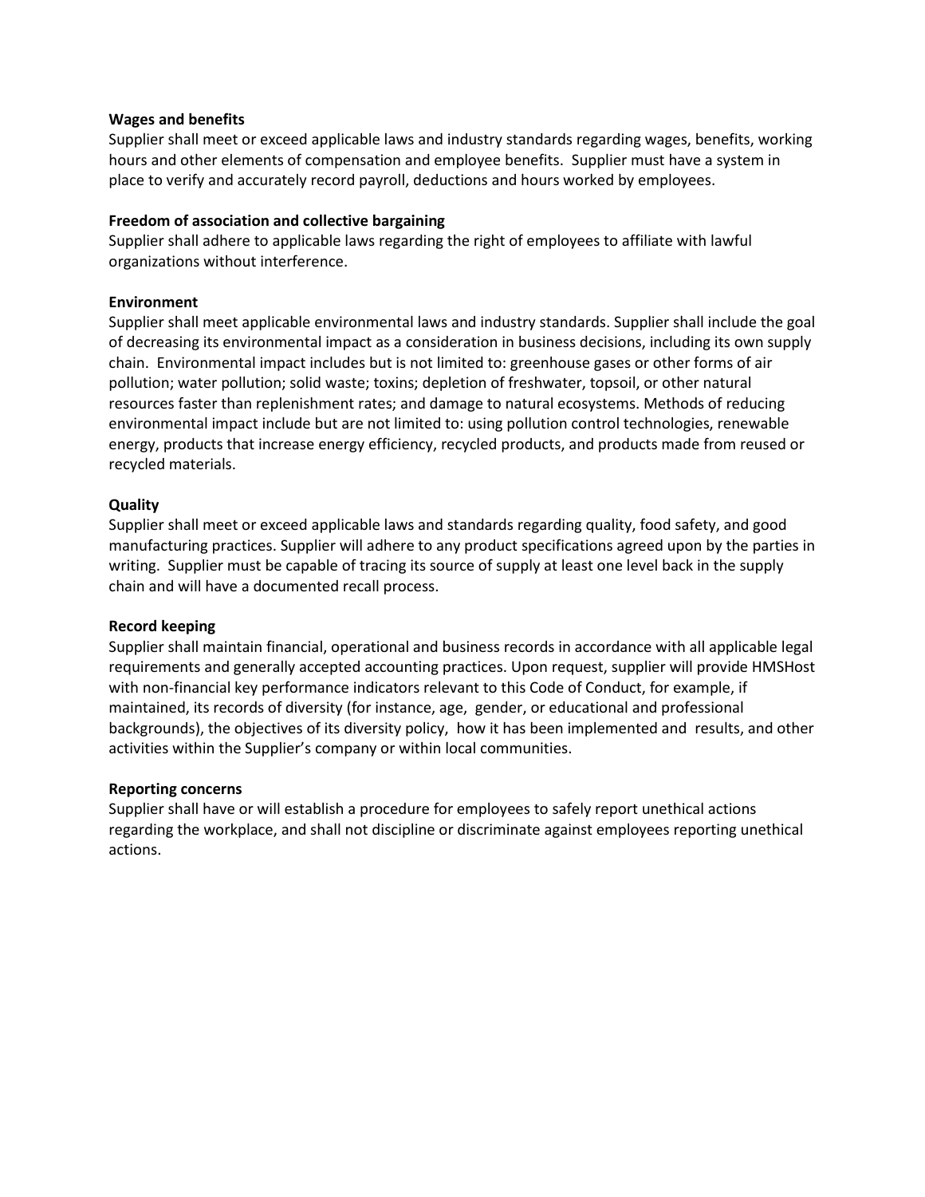**Wages and benefits**

Supplier shall meet or exceed applicable laws and industry standards regarding wages, benefits, working hours and other elements of compensation and employee benefits. Supplier must have a system in place to verify and accurately record payroll, deductions and hours worked by employees.

**Freedom of association and collective bargaining**

Supplier shall adhere to applicable laws regarding the right of employees to affiliate with lawful organizations without interference.

**Environment**

Supplier shall meet applicable environmental laws and industry standards. Supplier shall include the goal of decreasing its environmental impact as a consideration in business decisions, including its own supply chain. Environmental impact includes but is not limited to: greenhouse gases or other forms of air pollution; water pollution; solid waste; toxins; depletion of freshwater, topsoil, or other natural resources faster than replenishment rates; and damage to natural ecosystems. Methods of reducing environmental impact include but are not limited to: using pollution control technologies, renewable energy, products that increase energy efficiency, recycled products, and products made from reused or recycled materials.

**Quality**

Supplier shall meet or exceed applicable laws and standards regarding quality, food safety, and good manufacturing practices. Supplier will adhere to any product specifications agreed upon by the parties in writing. Supplier must be capable of tracing its source of supply at least one level back in the supply chain and will have a documented recall process.

**Record keeping**

Supplier shall maintain financial, operational and business records in accordance with all applicable legal requirements and generally accepted accounting practices. Upon request, supplier will provide HMSHost with non-financial key performance indicators relevant to this Code of Conduct, for example, if maintained, its records of diversity (for instance, age, gender, or educational and professional backgrounds), the objectives of its diversity policy, how it has been implemented and results, and other activities within the Supplier's company or within local communities.

**Reporting concerns**

Supplier shall have or will establish a procedure for employees to safely report unethical actions regarding the workplace, and shall not discipline or discriminate against employees reporting unethical actions.